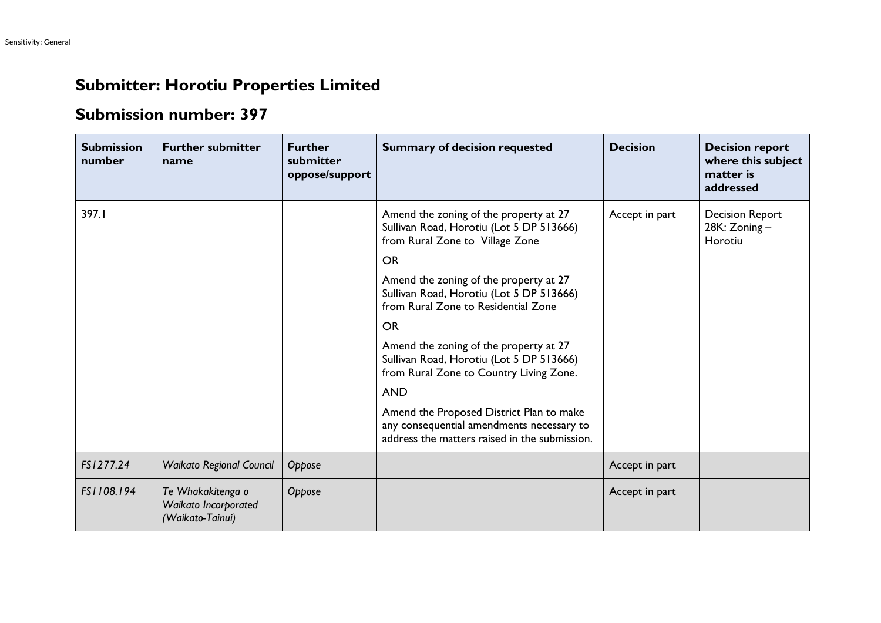Sensitivity: General

# Submitter: Horotiu Properties Limited

## Submission number: 397

| Submission number | Further submitter name | Further submitter oppose/support | Summary of decision requested | Decision | Decision report where this subject matter is addressed |
|---|---|---|---|---|---|
| 397.1 | | | Amend the zoning of the property at 27 Sullivan Road, Horotiu (Lot 5 DP 513666) from Rural Zone to Village Zone<br><br>OR<br><br>Amend the zoning of the property at 27 Sullivan Road, Horotiu (Lot 5 DP 513666) from Rural Zone to Residential Zone<br><br>OR<br><br>Amend the zoning of the property at 27 Sullivan Road, Horotiu (Lot 5 DP 513666) from Rural Zone to Country Living Zone.<br><br>AND<br><br>Amend the Proposed District Plan to make any consequential amendments necessary to address the matters raised in the submission. | Accept in part | Decision Report 28K: Zoning – Horotiu |
| *FS1277.24* | *Waikato Regional Council* | *Oppose* | | Accept in part | |
| *FS1108.194* | *Te Whakakitenga o Waikato Incorporated (Waikato-Tainui)* | *Oppose* | | Accept in part | |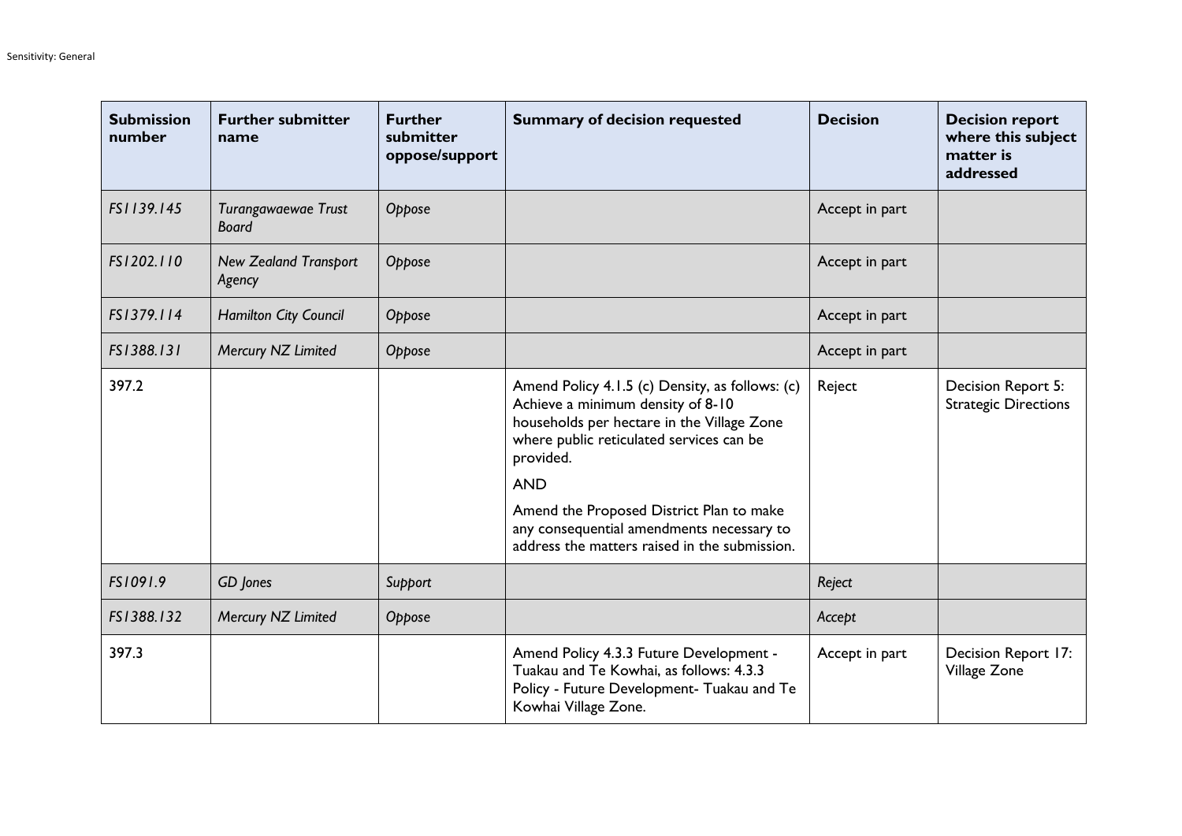| Submission number | Further submitter name | Further submitter oppose/support | Summary of decision requested | Decision | Decision report where this subject matter is addressed |
|---|---|---|---|---|---|
| *FS1139.145* | *Turangawaewae Trust Board* | *Oppose* | | Accept in part | |
| *FS1202.110* | *New Zealand Transport Agency* | *Oppose* | | Accept in part | |
| *FS1379.114* | *Hamilton City Council* | *Oppose* | | Accept in part | |
| *FS1388.131* | *Mercury NZ Limited* | *Oppose* | | Accept in part | |
| 397.2 | | | Amend Policy 4.1.5 (c) Density, as follows: (c) Achieve a minimum density of 8-10 households per hectare in the Village Zone where public reticulated services can be provided.<br><br>AND<br><br>Amend the Proposed District Plan to make any consequential amendments necessary to address the matters raised in the submission. | Reject | Decision Report 5: Strategic Directions |
| *FS1091.9* | *GD Jones* | *Support* | | *Reject* | |
| *FS1388.132* | *Mercury NZ Limited* | *Oppose* | | *Accept* | |
| 397.3 | | | Amend Policy 4.3.3 Future Development - Tuakau and Te Kowhai, as follows: 4.3.3 Policy - Future Development- Tuakau and Te Kowhai Village Zone. | Accept in part | Decision Report 17: Village Zone |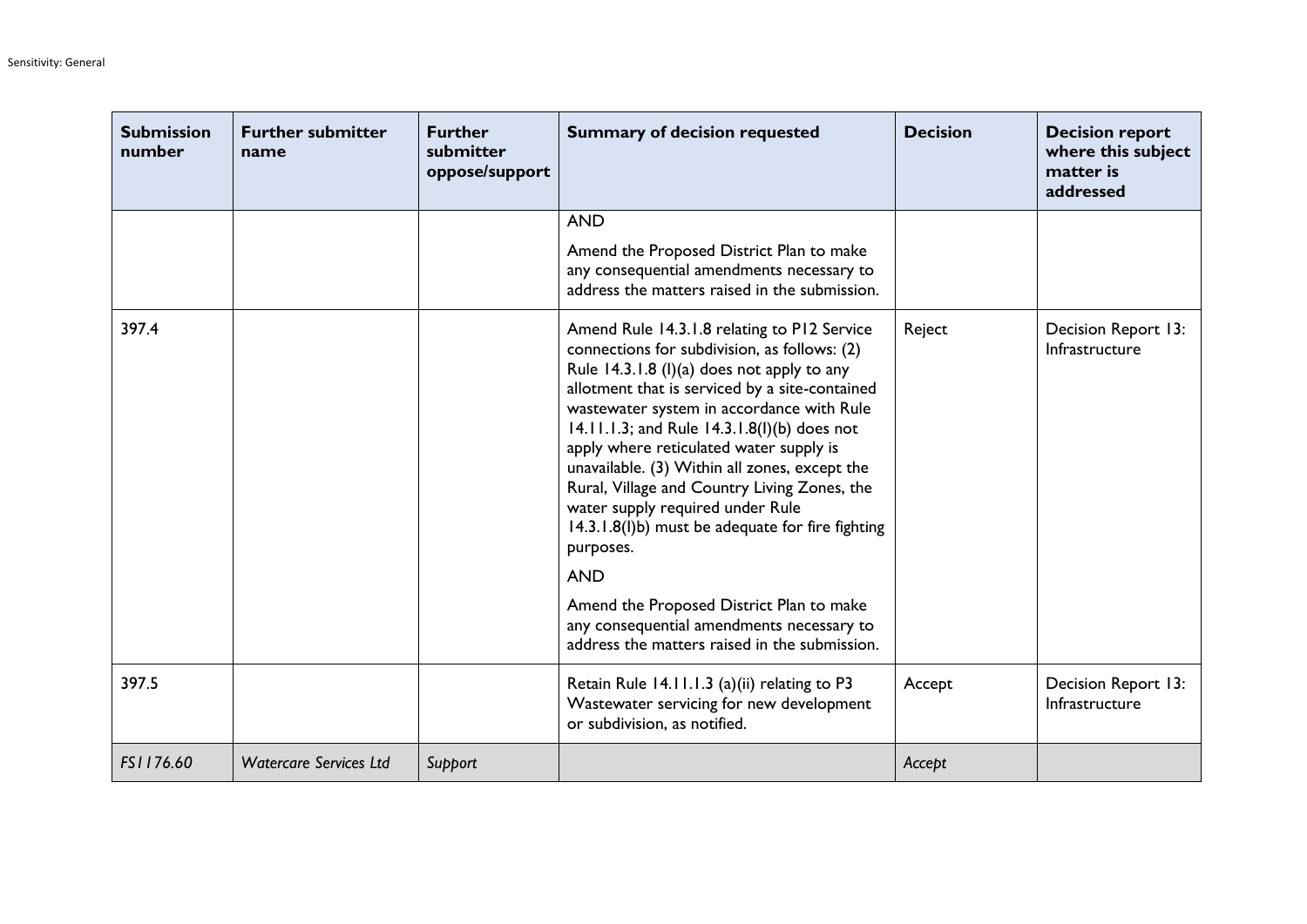| Submission number | Further submitter name | Further submitter oppose/support | Summary of decision requested | Decision | Decision report where this subject matter is addressed |
|---|---|---|---|---|---|
| | | | AND<br><br>Amend the Proposed District Plan to make any consequential amendments necessary to address the matters raised in the submission. | | |
| 397.4 | | | Amend Rule 14.3.1.8 relating to P12 Service connections for subdivision, as follows: (2) Rule 14.3.1.8 (l)(a) does not apply to any allotment that is serviced by a site-contained wastewater system in accordance with Rule 14.11.1.3; and Rule 14.3.1.8(l)(b) does not apply where reticulated water supply is unavailable. (3) Within all zones, except the Rural, Village and Country Living Zones, the water supply required under Rule 14.3.1.8(l)b) must be adequate for fire fighting purposes.<br><br>AND<br><br>Amend the Proposed District Plan to make any consequential amendments necessary to address the matters raised in the submission. | Reject | Decision Report 13: Infrastructure |
| 397.5 | | | Retain Rule 14.11.1.3 (a)(ii) relating to P3 Wastewater servicing for new development or subdivision, as notified. | Accept | Decision Report 13: Infrastructure |
| *FS1176.60* | *Watercare Services Ltd* | *Support* | | *Accept* | |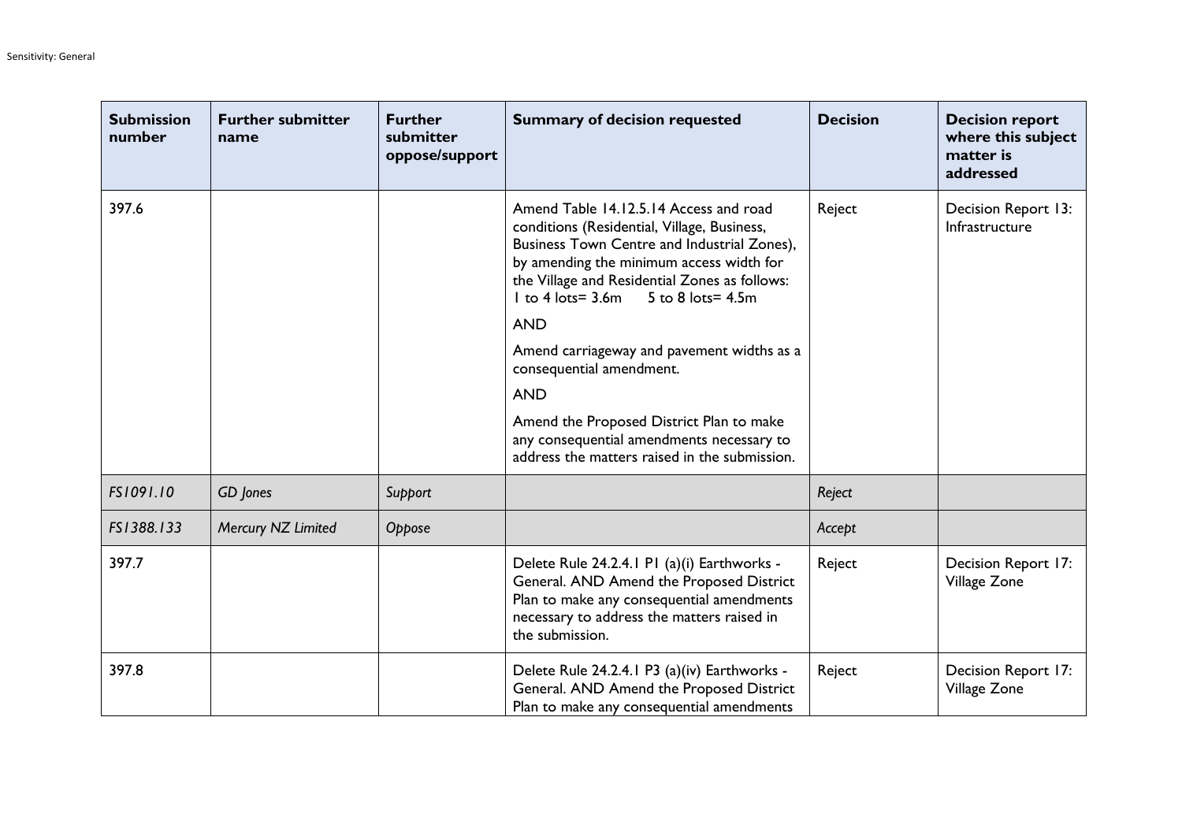| Submission number | Further submitter name | Further submitter oppose/support | Summary of decision requested | Decision | Decision report where this subject matter is addressed |
|---|---|---|---|---|---|
| 397.6 | | | Amend Table 14.12.5.14 Access and road conditions (Residential, Village, Business, Business Town Centre and Industrial Zones), by amending the minimum access width for the Village and Residential Zones as follows: 1 to 4 lots= 3.6m 5 to 8 lots= 4.5m<br><br>AND<br><br>Amend carriageway and pavement widths as a consequential amendment.<br><br>AND<br><br>Amend the Proposed District Plan to make any consequential amendments necessary to address the matters raised in the submission. | Reject | Decision Report 13: Infrastructure |
| *FS1091.10* | *GD Jones* | *Support* | | *Reject* | |
| *FS1388.133* | *Mercury NZ Limited* | *Oppose* | | *Accept* | |
| 397.7 | | | Delete Rule 24.2.4.1 P1 (a)(i) Earthworks - General. AND Amend the Proposed District Plan to make any consequential amendments necessary to address the matters raised in the submission. | Reject | Decision Report 17: Village Zone |
| 397.8 | | | Delete Rule 24.2.4.1 P3 (a)(iv) Earthworks - General. AND Amend the Proposed District Plan to make any consequential amendments | Reject | Decision Report 17: Village Zone |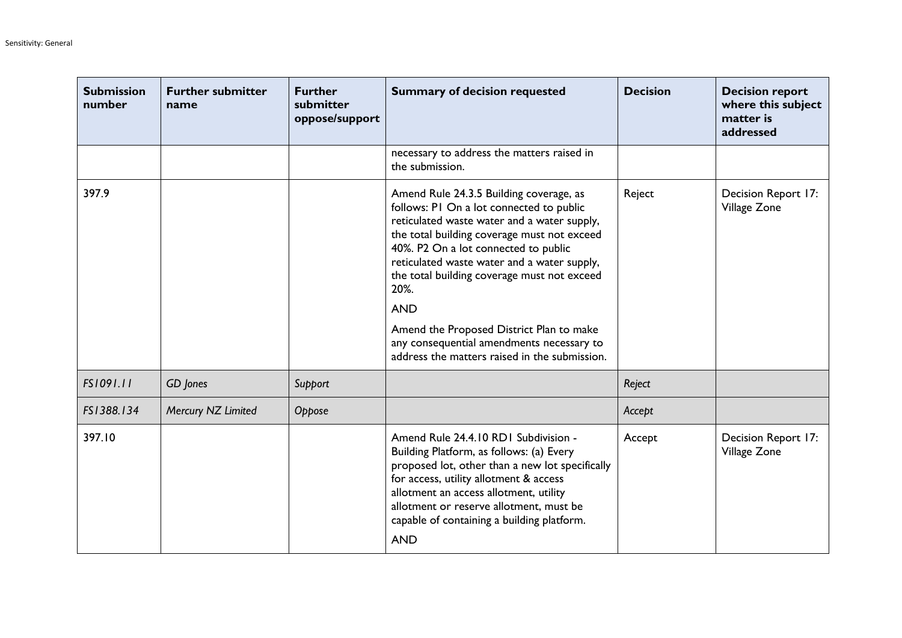| Submission number | Further submitter name | Further submitter oppose/support | Summary of decision requested | Decision | Decision report where this subject matter is addressed |
|---|---|---|---|---|---|
| | | | necessary to address the matters raised in the submission. | | |
| 397.9 | | | Amend Rule 24.3.5 Building coverage, as follows: P1 On a lot connected to public reticulated waste water and a water supply, the total building coverage must not exceed 40%. P2 On a lot connected to public reticulated waste water and a water supply, the total building coverage must not exceed 20%. AND Amend the Proposed District Plan to make any consequential amendments necessary to address the matters raised in the submission. | Reject | Decision Report 17: Village Zone |
| *FS1091.11* | *GD Jones* | *Support* | | *Reject* | |
| *FS1388.134* | *Mercury NZ Limited* | *Oppose* | | *Accept* | |
| 397.10 | | | Amend Rule 24.4.10 RD1 Subdivision - Building Platform, as follows: (a) Every proposed lot, other than a new lot specifically for access, utility allotment & access allotment an access allotment, utility allotment or reserve allotment, must be capable of containing a building platform. AND | Accept | Decision Report 17: Village Zone |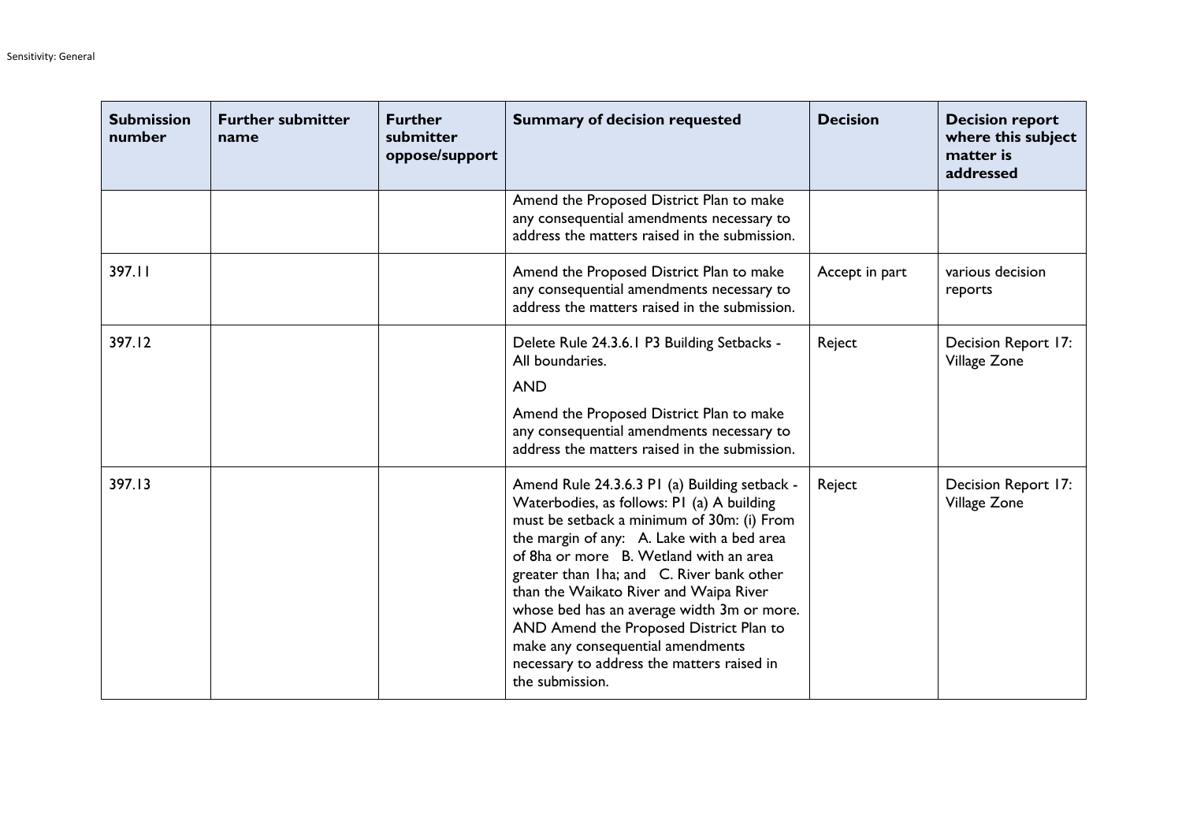| Submission number | Further submitter name | Further submitter oppose/support | Summary of decision requested | Decision | Decision report where this subject matter is addressed |
|---|---|---|---|---|---|
| | | | Amend the Proposed District Plan to make any consequential amendments necessary to address the matters raised in the submission. | | |
| 397.11 | | | Amend the Proposed District Plan to make any consequential amendments necessary to address the matters raised in the submission. | Accept in part | various decision reports |
| 397.12 | | | Delete Rule 24.3.6.1 P3 Building Setbacks - All boundaries.<br><br>AND<br><br>Amend the Proposed District Plan to make any consequential amendments necessary to address the matters raised in the submission. | Reject | Decision Report 17: Village Zone |
| 397.13 | | | Amend Rule 24.3.6.3 P1 (a) Building setback - Waterbodies, as follows: P1 (a) A building must be setback a minimum of 30m: (i) From the margin of any: A. Lake with a bed area of 8ha or more B. Wetland with an area greater than 1ha; and C. River bank other than the Waikato River and Waipa River whose bed has an average width 3m or more. AND Amend the Proposed District Plan to make any consequential amendments necessary to address the matters raised in the submission. | Reject | Decision Report 17: Village Zone |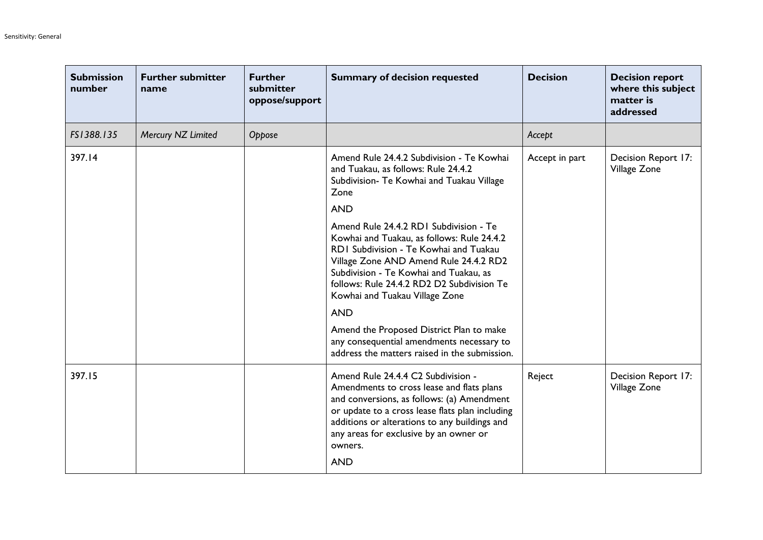| Submission number | Further submitter name | Further submitter oppose/support | Summary of decision requested | Decision | Decision report where this subject matter is addressed |
|---|---|---|---|---|---|
| *FS1388.135* | *Mercury NZ Limited* | *Oppose* | | *Accept* | |
| 397.14 | | | Amend Rule 24.4.2 Subdivision - Te Kowhai and Tuakau, as follows: Rule 24.4.2 Subdivision- Te Kowhai and Tuakau Village Zone<br><br>AND<br><br>Amend Rule 24.4.2 RD1 Subdivision - Te Kowhai and Tuakau, as follows: Rule 24.4.2 RD1 Subdivision - Te Kowhai and Tuakau Village Zone AND Amend Rule 24.4.2 RD2 Subdivision - Te Kowhai and Tuakau, as follows: Rule 24.4.2 RD2 D2 Subdivision Te Kowhai and Tuakau Village Zone<br><br>AND<br><br>Amend the Proposed District Plan to make any consequential amendments necessary to address the matters raised in the submission. | Accept in part | Decision Report 17: Village Zone |
| 397.15 | | | Amend Rule 24.4.4 C2 Subdivision - Amendments to cross lease and flats plans and conversions, as follows: (a) Amendment or update to a cross lease flats plan including additions or alterations to any buildings and any areas for exclusive by an owner or owners.<br><br>AND | Reject | Decision Report 17: Village Zone |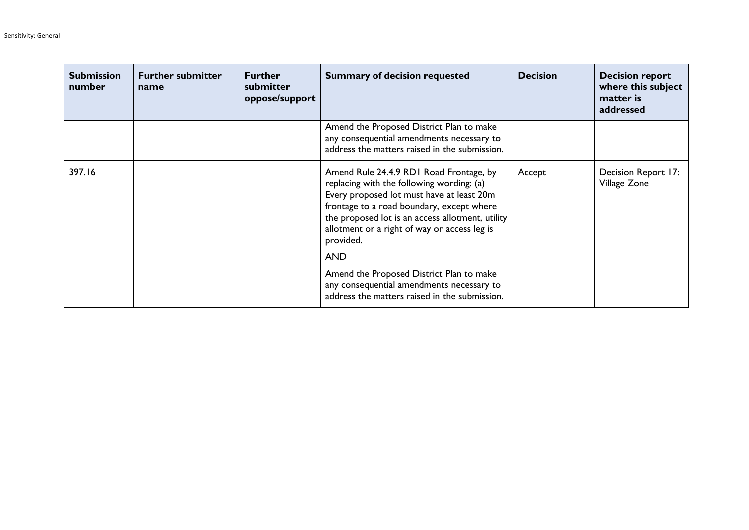| Submission number | Further submitter name | Further submitter oppose/support | Summary of decision requested | Decision | Decision report where this subject matter is addressed |
|---|---|---|---|---|---|
| | | | Amend the Proposed District Plan to make any consequential amendments necessary to address the matters raised in the submission. | | |
| 397.16 | | | Amend Rule 24.4.9 RD1 Road Frontage, by replacing with the following wording: (a) Every proposed lot must have at least 20m frontage to a road boundary, except where the proposed lot is an access allotment, utility allotment or a right of way or access leg is provided. AND Amend the Proposed District Plan to make any consequential amendments necessary to address the matters raised in the submission. | Accept | Decision Report 17: Village Zone |